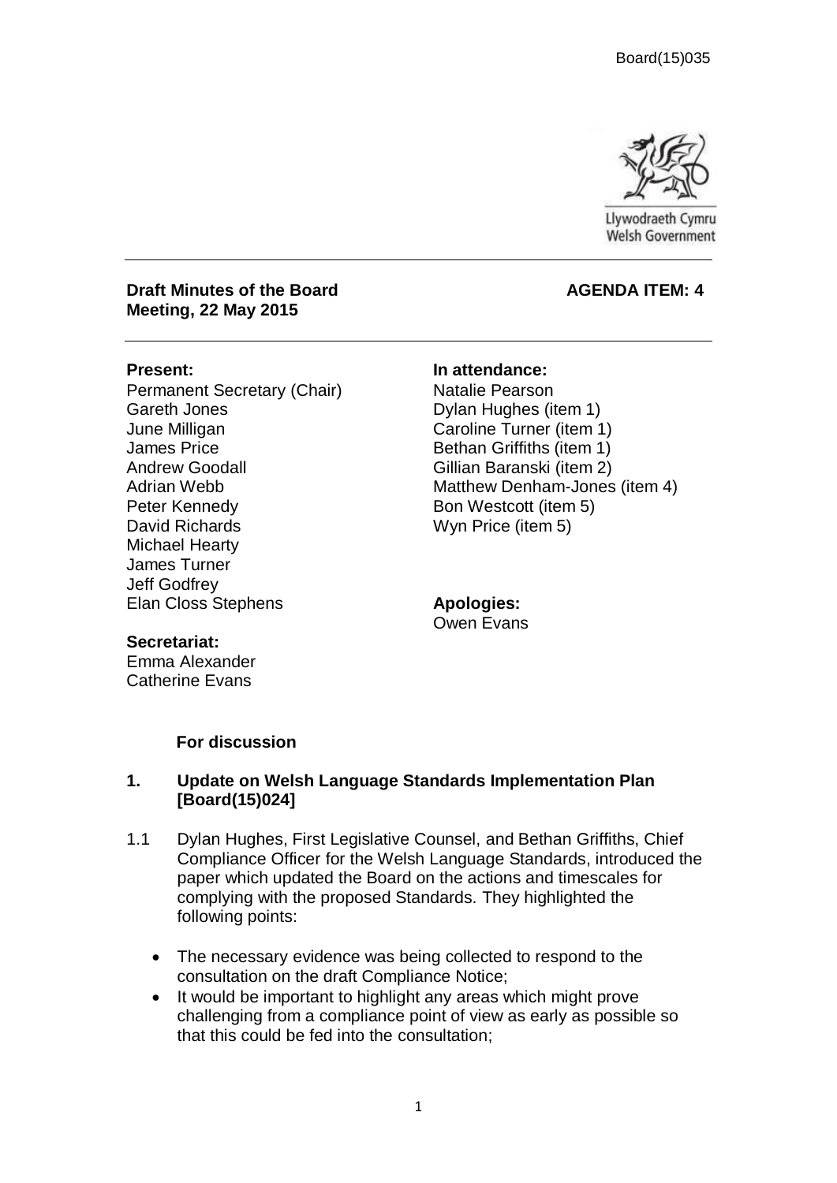Board(15)035

Llywodraeth Cymru
Welsh Government

**Draft Minutes of the Board Meeting, 22 May 2015**

**AGENDA ITEM: 4**

**Present:**
Permanent Secretary (Chair)
Gareth Jones
June Milligan
James Price
Andrew Goodall
Adrian Webb
Peter Kennedy
David Richards
Michael Hearty
James Turner
Jeff Godfrey
Elan Closs Stephens

**Secretariat:**
Emma Alexander
Catherine Evans

**In attendance:**
Natalie Pearson
Dylan Hughes (item 1)
Caroline Turner (item 1)
Bethan Griffiths (item 1)
Gillian Baranski (item 2)
Matthew Denham-Jones (item 4)
Bon Westcott (item 5)
Wyn Price (item 5)

**Apologies:**
Owen Evans

**For discussion**

## 1. Update on Welsh Language Standards Implementation Plan [Board(15)024]

1.1 Dylan Hughes, First Legislative Counsel, and Bethan Griffiths, Chief Compliance Officer for the Welsh Language Standards, introduced the paper which updated the Board on the actions and timescales for complying with the proposed Standards. They highlighted the following points:

- The necessary evidence was being collected to respond to the consultation on the draft Compliance Notice;
- It would be important to highlight any areas which might prove challenging from a compliance point of view as early as possible so that this could be fed into the consultation;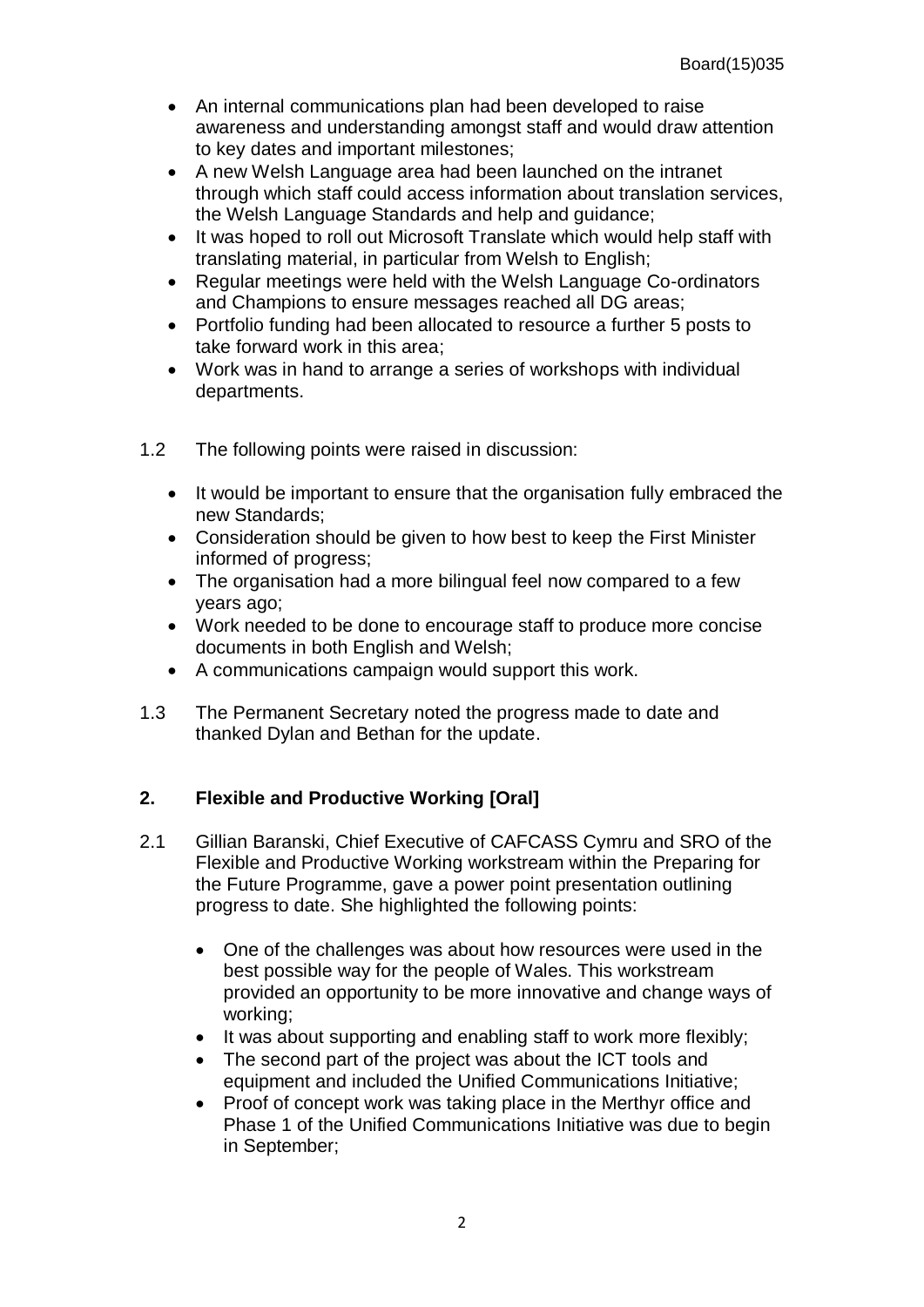- An internal communications plan had been developed to raise awareness and understanding amongst staff and would draw attention to key dates and important milestones;
- A new Welsh Language area had been launched on the intranet through which staff could access information about translation services, the Welsh Language Standards and help and guidance;
- It was hoped to roll out Microsoft Translate which would help staff with translating material, in particular from Welsh to English;
- Regular meetings were held with the Welsh Language Co-ordinators and Champions to ensure messages reached all DG areas;
- Portfolio funding had been allocated to resource a further 5 posts to take forward work in this area;
- Work was in hand to arrange a series of workshops with individual departments.

1.2 The following points were raised in discussion:

- It would be important to ensure that the organisation fully embraced the new Standards;
- Consideration should be given to how best to keep the First Minister informed of progress;
- The organisation had a more bilingual feel now compared to a few years ago;
- Work needed to be done to encourage staff to produce more concise documents in both English and Welsh;
- A communications campaign would support this work.

1.3 The Permanent Secretary noted the progress made to date and thanked Dylan and Bethan for the update.

## 2. Flexible and Productive Working [Oral]

2.1 Gillian Baranski, Chief Executive of CAFCASS Cymru and SRO of the Flexible and Productive Working workstream within the Preparing for the Future Programme, gave a power point presentation outlining progress to date. She highlighted the following points:

- One of the challenges was about how resources were used in the best possible way for the people of Wales. This workstream provided an opportunity to be more innovative and change ways of working;
- It was about supporting and enabling staff to work more flexibly;
- The second part of the project was about the ICT tools and equipment and included the Unified Communications Initiative;
- Proof of concept work was taking place in the Merthyr office and Phase 1 of the Unified Communications Initiative was due to begin in September;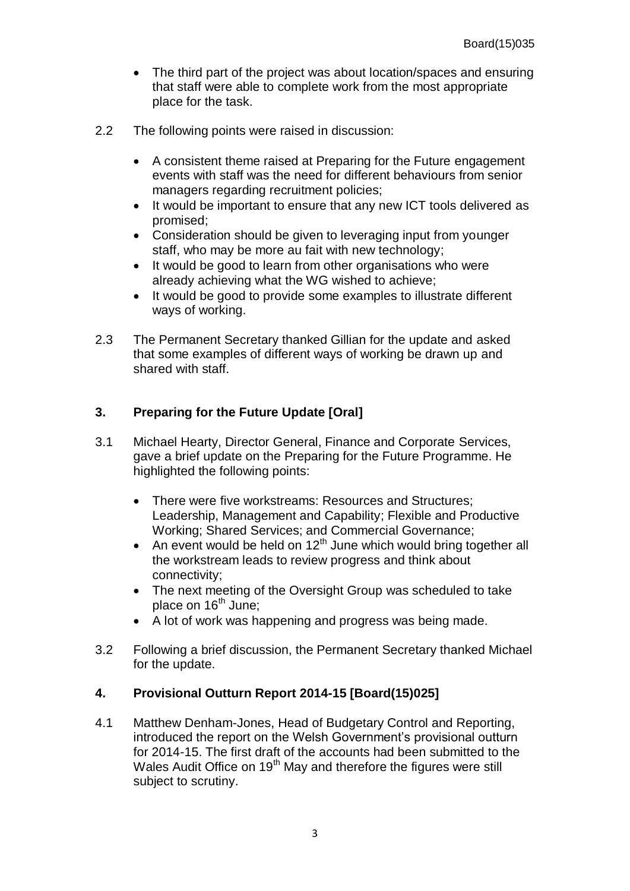- The third part of the project was about location/spaces and ensuring that staff were able to complete work from the most appropriate place for the task.

2.2 The following points were raised in discussion:

- A consistent theme raised at Preparing for the Future engagement events with staff was the need for different behaviours from senior managers regarding recruitment policies;
- It would be important to ensure that any new ICT tools delivered as promised;
- Consideration should be given to leveraging input from younger staff, who may be more au fait with new technology;
- It would be good to learn from other organisations who were already achieving what the WG wished to achieve;
- It would be good to provide some examples to illustrate different ways of working.

2.3 The Permanent Secretary thanked Gillian for the update and asked that some examples of different ways of working be drawn up and shared with staff.

## 3. Preparing for the Future Update [Oral]

3.1 Michael Hearty, Director General, Finance and Corporate Services, gave a brief update on the Preparing for the Future Programme. He highlighted the following points:

- There were five workstreams: Resources and Structures; Leadership, Management and Capability; Flexible and Productive Working; Shared Services; and Commercial Governance;
- An event would be held on 12th June which would bring together all the workstream leads to review progress and think about connectivity;
- The next meeting of the Oversight Group was scheduled to take place on 16th June;
- A lot of work was happening and progress was being made.

3.2 Following a brief discussion, the Permanent Secretary thanked Michael for the update.

## 4. Provisional Outturn Report 2014-15 [Board(15)025]

4.1 Matthew Denham-Jones, Head of Budgetary Control and Reporting, introduced the report on the Welsh Government's provisional outturn for 2014-15. The first draft of the accounts had been submitted to the Wales Audit Office on 19th May and therefore the figures were still subject to scrutiny.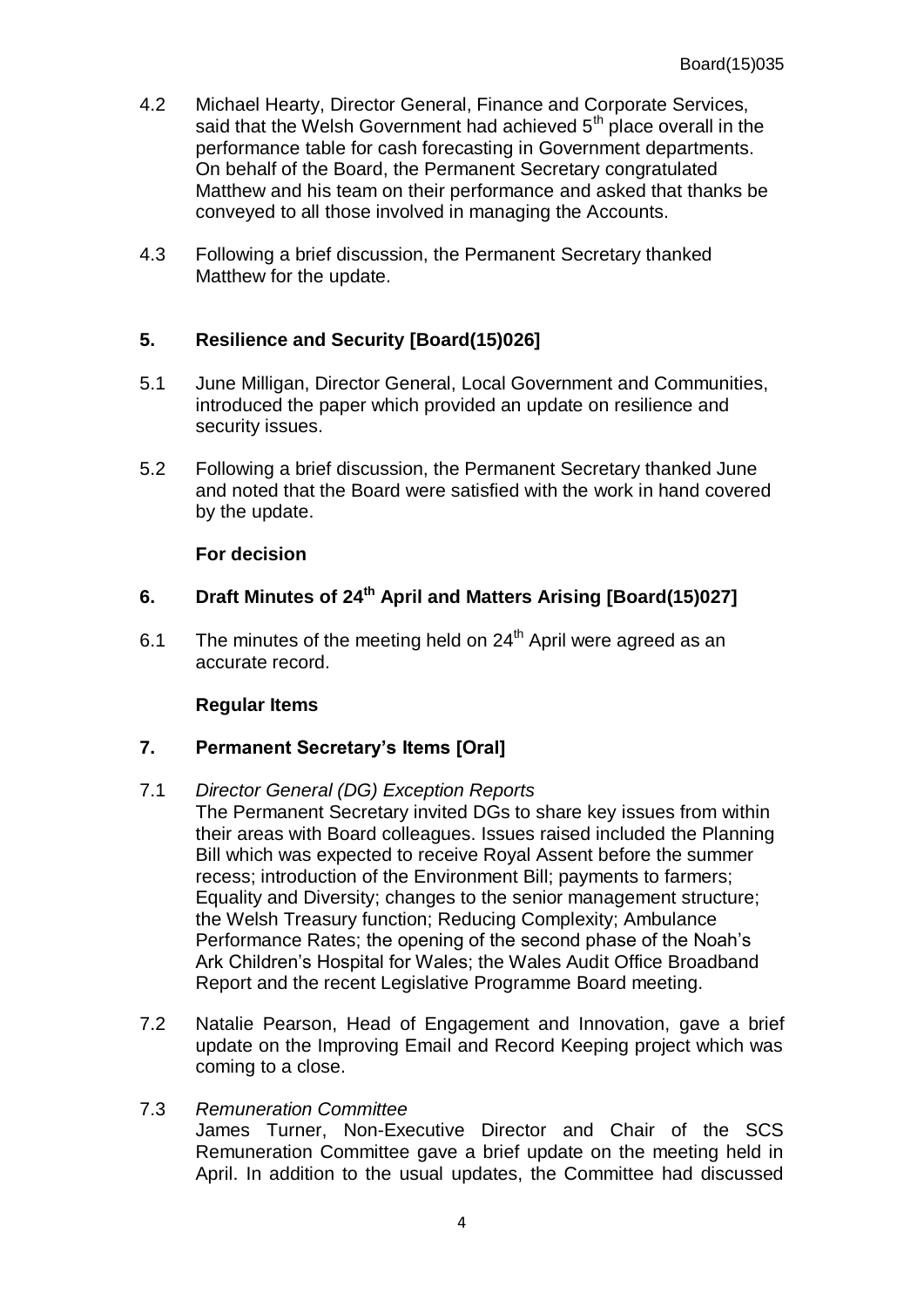4.2 Michael Hearty, Director General, Finance and Corporate Services, said that the Welsh Government had achieved 5th place overall in the performance table for cash forecasting in Government departments. On behalf of the Board, the Permanent Secretary congratulated Matthew and his team on their performance and asked that thanks be conveyed to all those involved in managing the Accounts.

4.3 Following a brief discussion, the Permanent Secretary thanked Matthew for the update.

## 5. Resilience and Security [Board(15)026]

5.1 June Milligan, Director General, Local Government and Communities, introduced the paper which provided an update on resilience and security issues.

5.2 Following a brief discussion, the Permanent Secretary thanked June and noted that the Board were satisfied with the work in hand covered by the update.

**For decision**

## 6. Draft Minutes of 24th April and Matters Arising [Board(15)027]

6.1 The minutes of the meeting held on 24th April were agreed as an accurate record.

**Regular Items**

## 7. Permanent Secretary's Items [Oral]

7.1 *Director General (DG) Exception Reports*
The Permanent Secretary invited DGs to share key issues from within their areas with Board colleagues. Issues raised included the Planning Bill which was expected to receive Royal Assent before the summer recess; introduction of the Environment Bill; payments to farmers; Equality and Diversity; changes to the senior management structure; the Welsh Treasury function; Reducing Complexity; Ambulance Performance Rates; the opening of the second phase of the Noah's Ark Children's Hospital for Wales; the Wales Audit Office Broadband Report and the recent Legislative Programme Board meeting.

7.2 Natalie Pearson, Head of Engagement and Innovation, gave a brief update on the Improving Email and Record Keeping project which was coming to a close.

7.3 *Remuneration Committee*
James Turner, Non-Executive Director and Chair of the SCS Remuneration Committee gave a brief update on the meeting held in April. In addition to the usual updates, the Committee had discussed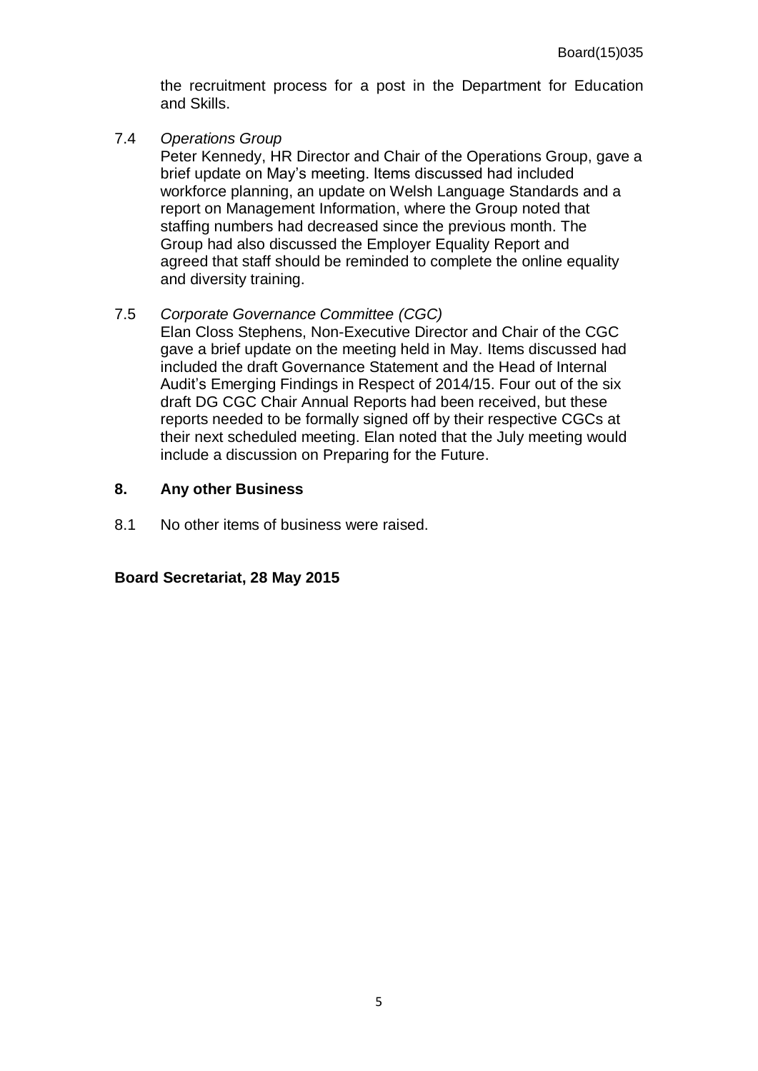the recruitment process for a post in the Department for Education and Skills.

7.4 *Operations Group*

Peter Kennedy, HR Director and Chair of the Operations Group, gave a brief update on May's meeting. Items discussed had included workforce planning, an update on Welsh Language Standards and a report on Management Information, where the Group noted that staffing numbers had decreased since the previous month. The Group had also discussed the Employer Equality Report and agreed that staff should be reminded to complete the online equality and diversity training.

7.5 *Corporate Governance Committee (CGC)*

Elan Closs Stephens, Non-Executive Director and Chair of the CGC gave a brief update on the meeting held in May. Items discussed had included the draft Governance Statement and the Head of Internal Audit's Emerging Findings in Respect of 2014/15. Four out of the six draft DG CGC Chair Annual Reports had been received, but these reports needed to be formally signed off by their respective CGCs at their next scheduled meeting. Elan noted that the July meeting would include a discussion on Preparing for the Future.

## 8. Any other Business

8.1 No other items of business were raised.

**Board Secretariat, 28 May 2015**